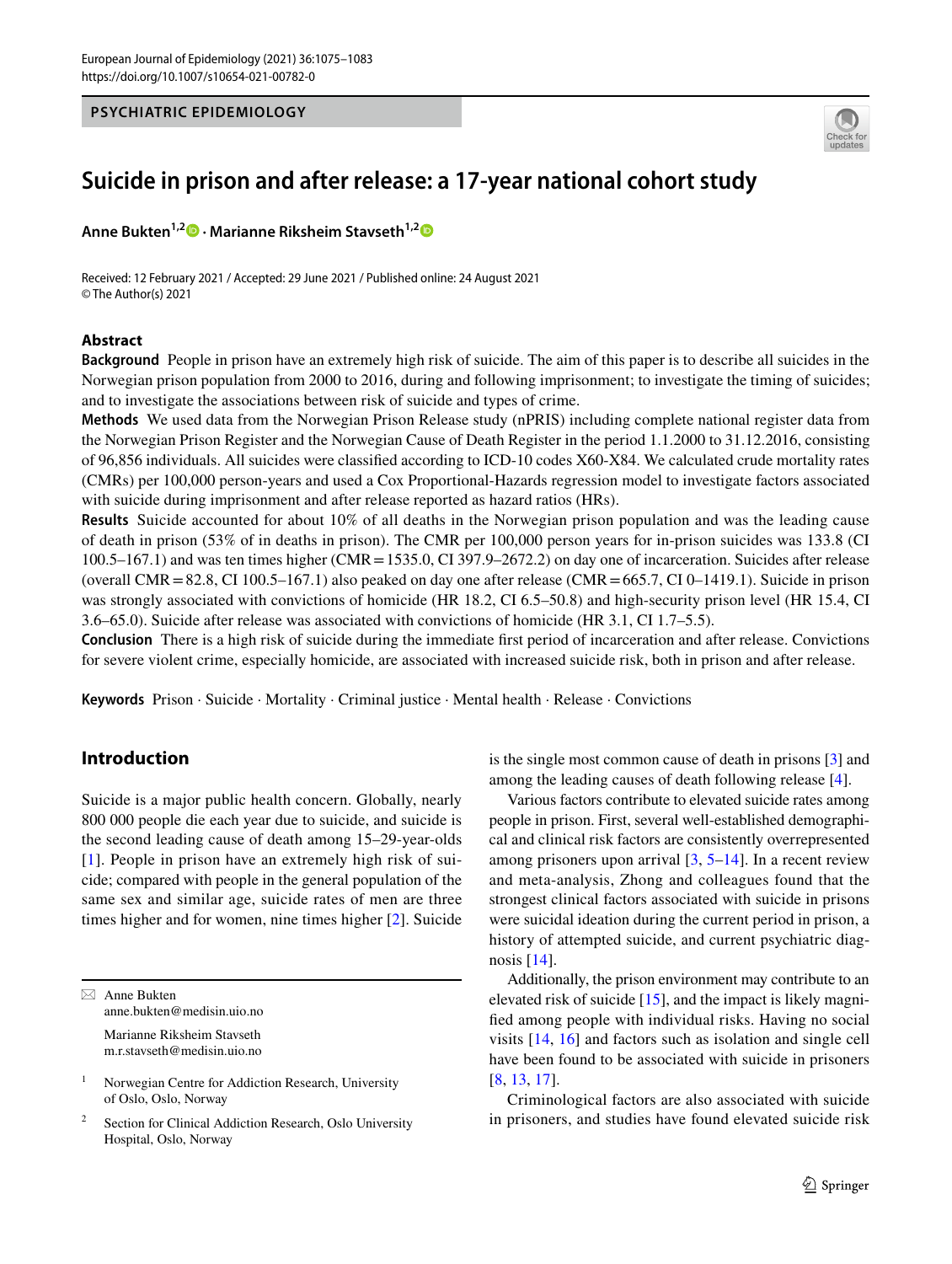PSYCHIATRIC EPIDEMIOLOGY

# Suicide in prison and after release: a 17-year national cohort study

**Anne Bukten[1,2] · Marianne Riksheim Stavseth[1,2]**

Received: 12 February 2021 / Accepted: 29 June 2021 / Published online: 24 August 2021
© The Author(s) 2021

## Abstract

**Background** People in prison have an extremely high risk of suicide. The aim of this paper is to describe all suicides in the Norwegian prison population from 2000 to 2016, during and following imprisonment; to investigate the timing of suicides; and to investigate the associations between risk of suicide and types of crime.

**Methods** We used data from the Norwegian Prison Release study (nPRIS) including complete national register data from the Norwegian Prison Register and the Norwegian Cause of Death Register in the period 1.1.2000 to 31.12.2016, consisting of 96,856 individuals. All suicides were classified according to ICD-10 codes X60-X84. We calculated crude mortality rates (CMRs) per 100,000 person-years and used a Cox Proportional-Hazards regression model to investigate factors associated with suicide during imprisonment and after release reported as hazard ratios (HRs).

**Results** Suicide accounted for about 10% of all deaths in the Norwegian prison population and was the leading cause of death in prison (53% of in deaths in prison). The CMR per 100,000 person years for in-prison suicides was 133.8 (CI 100.5–167.1) and was ten times higher (CMR = 1535.0, CI 397.9–2672.2) on day one of incarceration. Suicides after release (overall CMR = 82.8, CI 100.5–167.1) also peaked on day one after release (CMR = 665.7, CI 0–1419.1). Suicide in prison was strongly associated with convictions of homicide (HR 18.2, CI 6.5–50.8) and high-security prison level (HR 15.4, CI 3.6–65.0). Suicide after release was associated with convictions of homicide (HR 3.1, CI 1.7–5.5).

**Conclusion** There is a high risk of suicide during the immediate first period of incarceration and after release. Convictions for severe violent crime, especially homicide, are associated with increased suicide risk, both in prison and after release.

**Keywords** Prison · Suicide · Mortality · Criminal justice · Mental health · Release · Convictions

## Introduction

Suicide is a major public health concern. Globally, nearly 800 000 people die each year due to suicide, and suicide is the second leading cause of death among 15–29-year-olds [1]. People in prison have an extremely high risk of suicide; compared with people in the general population of the same sex and similar age, suicide rates of men are three times higher and for women, nine times higher [2]. Suicide is the single most common cause of death in prisons [3] and among the leading causes of death following release [4].

Various factors contribute to elevated suicide rates among people in prison. First, several well-established demographical and clinical risk factors are consistently overrepresented among prisoners upon arrival [3, 5–14]. In a recent review and meta-analysis, Zhong and colleagues found that the strongest clinical factors associated with suicide in prisons were suicidal ideation during the current period in prison, a history of attempted suicide, and current psychiatric diagnosis [14].

Additionally, the prison environment may contribute to an elevated risk of suicide [15], and the impact is likely magnified among people with individual risks. Having no social visits [14, 16] and factors such as isolation and single cell have been found to be associated with suicide in prisoners [8, 13, 17].

Criminological factors are also associated with suicide in prisoners, and studies have found elevated suicide risk

---

✉ Anne Bukten
anne.bukten@medisin.uio.no

Marianne Riksheim Stavseth
m.r.stavseth@medisin.uio.no

[1] Norwegian Centre for Addiction Research, University of Oslo, Oslo, Norway

[2] Section for Clinical Addiction Research, Oslo University Hospital, Oslo, Norway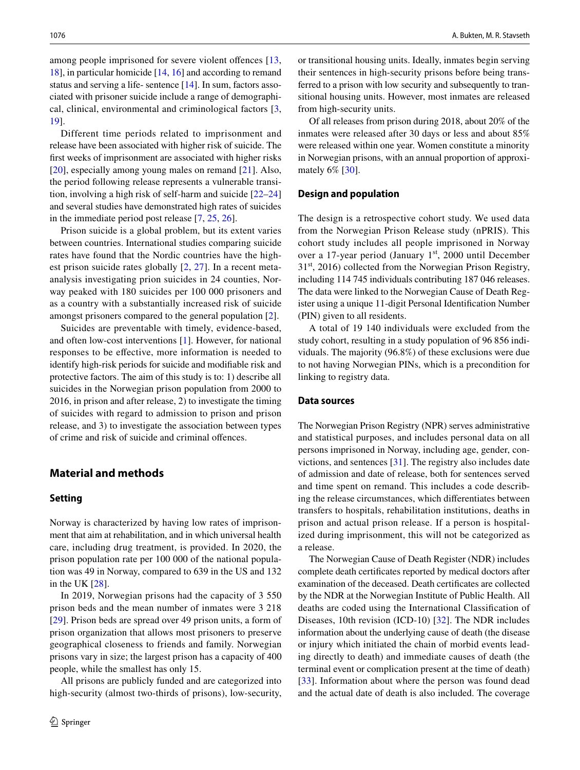among people imprisoned for severe violent offences [13, 18], in particular homicide [14, 16] and according to remand status and serving a life- sentence [14]. In sum, factors associated with prisoner suicide include a range of demographical, clinical, environmental and criminological factors [3, 19].

Different time periods related to imprisonment and release have been associated with higher risk of suicide. The first weeks of imprisonment are associated with higher risks [20], especially among young males on remand [21]. Also, the period following release represents a vulnerable transition, involving a high risk of self-harm and suicide [22–24] and several studies have demonstrated high rates of suicides in the immediate period post release [7, 25, 26].

Prison suicide is a global problem, but its extent varies between countries. International studies comparing suicide rates have found that the Nordic countries have the highest prison suicide rates globally [2, 27]. In a recent meta-analysis investigating prion suicides in 24 counties, Norway peaked with 180 suicides per 100 000 prisoners and as a country with a substantially increased risk of suicide amongst prisoners compared to the general population [2].

Suicides are preventable with timely, evidence-based, and often low-cost interventions [1]. However, for national responses to be effective, more information is needed to identify high-risk periods for suicide and modifiable risk and protective factors. The aim of this study is to: 1) describe all suicides in the Norwegian prison population from 2000 to 2016, in prison and after release, 2) to investigate the timing of suicides with regard to admission to prison and prison release, and 3) to investigate the association between types of crime and risk of suicide and criminal offences.

## Material and methods

### Setting

Norway is characterized by having low rates of imprisonment that aim at rehabilitation, and in which universal health care, including drug treatment, is provided. In 2020, the prison population rate per 100 000 of the national population was 49 in Norway, compared to 639 in the US and 132 in the UK [28].

In 2019, Norwegian prisons had the capacity of 3 550 prison beds and the mean number of inmates were 3 218 [29]. Prison beds are spread over 49 prison units, a form of prison organization that allows most prisoners to preserve geographical closeness to friends and family. Norwegian prisons vary in size; the largest prison has a capacity of 400 people, while the smallest has only 15.

All prisons are publicly funded and are categorized into high-security (almost two-thirds of prisons), low-security, or transitional housing units. Ideally, inmates begin serving their sentences in high-security prisons before being transferred to a prison with low security and subsequently to transitional housing units. However, most inmates are released from high-security units.

Of all releases from prison during 2018, about 20% of the inmates were released after 30 days or less and about 85% were released within one year. Women constitute a minority in Norwegian prisons, with an annual proportion of approximately 6% [30].

### Design and population

The design is a retrospective cohort study. We used data from the Norwegian Prison Release study (nPRIS). This cohort study includes all people imprisoned in Norway over a 17-year period (January 1st, 2000 until December 31st, 2016) collected from the Norwegian Prison Registry, including 114 745 individuals contributing 187 046 releases. The data were linked to the Norwegian Cause of Death Register using a unique 11-digit Personal Identification Number (PIN) given to all residents.

A total of 19 140 individuals were excluded from the study cohort, resulting in a study population of 96 856 individuals. The majority (96.8%) of these exclusions were due to not having Norwegian PINs, which is a precondition for linking to registry data.

### Data sources

The Norwegian Prison Registry (NPR) serves administrative and statistical purposes, and includes personal data on all persons imprisoned in Norway, including age, gender, convictions, and sentences [31]. The registry also includes date of admission and date of release, both for sentences served and time spent on remand. This includes a code describing the release circumstances, which differentiates between transfers to hospitals, rehabilitation institutions, deaths in prison and actual prison release. If a person is hospitalized during imprisonment, this will not be categorized as a release.

The Norwegian Cause of Death Register (NDR) includes complete death certificates reported by medical doctors after examination of the deceased. Death certificates are collected by the NDR at the Norwegian Institute of Public Health. All deaths are coded using the International Classification of Diseases, 10th revision (ICD-10) [32]. The NDR includes information about the underlying cause of death (the disease or injury which initiated the chain of morbid events leading directly to death) and immediate causes of death (the terminal event or complication present at the time of death) [33]. Information about where the person was found dead and the actual date of death is also included. The coverage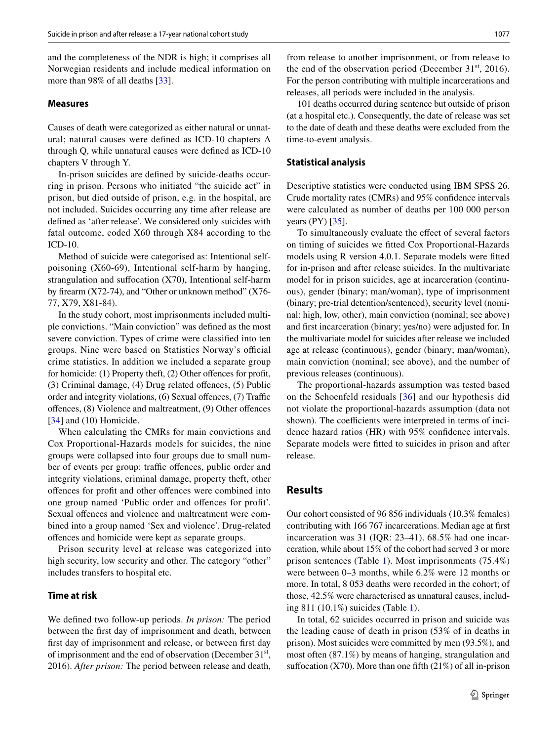and the completeness of the NDR is high; it comprises all Norwegian residents and include medical information on more than 98% of all deaths [33].

### Measures

Causes of death were categorized as either natural or unnatural; natural causes were defined as ICD-10 chapters A through Q, while unnatural causes were defined as ICD-10 chapters V through Y.

In-prison suicides are defined by suicide-deaths occurring in prison. Persons who initiated "the suicide act" in prison, but died outside of prison, e.g. in the hospital, are not included. Suicides occurring any time after release are defined as 'after release'. We considered only suicides with fatal outcome, coded X60 through X84 according to the ICD-10.

Method of suicide were categorised as: Intentional self-poisoning (X60-69), Intentional self-harm by hanging, strangulation and suffocation (X70), Intentional self-harm by firearm (X72-74), and "Other or unknown method" (X76-77, X79, X81-84).

In the study cohort, most imprisonments included multiple convictions. "Main conviction" was defined as the most severe conviction. Types of crime were classified into ten groups. Nine were based on Statistics Norway's official crime statistics. In addition we included a separate group for homicide: (1) Property theft, (2) Other offences for profit, (3) Criminal damage, (4) Drug related offences, (5) Public order and integrity violations, (6) Sexual offences, (7) Traffic offences, (8) Violence and maltreatment, (9) Other offences [34] and (10) Homicide.

When calculating the CMRs for main convictions and Cox Proportional-Hazards models for suicides, the nine groups were collapsed into four groups due to small number of events per group: traffic offences, public order and integrity violations, criminal damage, property theft, other offences for profit and other offences were combined into one group named 'Public order and offences for profit'. Sexual offences and violence and maltreatment were combined into a group named 'Sex and violence'. Drug-related offences and homicide were kept as separate groups.

Prison security level at release was categorized into high security, low security and other. The category "other" includes transfers to hospital etc.

### Time at risk

We defined two follow-up periods. *In prison:* The period between the first day of imprisonment and death, between first day of imprisonment and release, or between first day of imprisonment and the end of observation (December 31st, 2016). *After prison:* The period between release and death, from release to another imprisonment, or from release to the end of the observation period (December 31st, 2016). For the person contributing with multiple incarcerations and releases, all periods were included in the analysis.

101 deaths occurred during sentence but outside of prison (at a hospital etc.). Consequently, the date of release was set to the date of death and these deaths were excluded from the time-to-event analysis.

### Statistical analysis

Descriptive statistics were conducted using IBM SPSS 26. Crude mortality rates (CMRs) and 95% confidence intervals were calculated as number of deaths per 100 000 person years (PY) [35].

To simultaneously evaluate the effect of several factors on timing of suicides we fitted Cox Proportional-Hazards models using R version 4.0.1. Separate models were fitted for in-prison and after release suicides. In the multivariate model for in prison suicides, age at incarceration (continuous), gender (binary; man/woman), type of imprisonment (binary; pre-trial detention/sentenced), security level (nominal: high, low, other), main conviction (nominal; see above) and first incarceration (binary; yes/no) were adjusted for. In the multivariate model for suicides after release we included age at release (continuous), gender (binary; man/woman), main conviction (nominal; see above), and the number of previous releases (continuous).

The proportional-hazards assumption was tested based on the Schoenfeld residuals [36] and our hypothesis did not violate the proportional-hazards assumption (data not shown). The coefficients were interpreted in terms of incidence hazard ratios (HR) with 95% confidence intervals. Separate models were fitted to suicides in prison and after release.

## Results

Our cohort consisted of 96 856 individuals (10.3% females) contributing with 166 767 incarcerations. Median age at first incarceration was 31 (IQR: 23–41). 68.5% had one incarceration, while about 15% of the cohort had served 3 or more prison sentences (Table 1). Most imprisonments (75.4%) were between 0–3 months, while 6.2% were 12 months or more. In total, 8 053 deaths were recorded in the cohort; of those, 42.5% were characterised as unnatural causes, including 811 (10.1%) suicides (Table 1).

In total, 62 suicides occurred in prison and suicide was the leading cause of death in prison (53% of in deaths in prison). Most suicides were committed by men (93.5%), and most often (87.1%) by means of hanging, strangulation and suffocation (X70). More than one fifth (21%) of all in-prison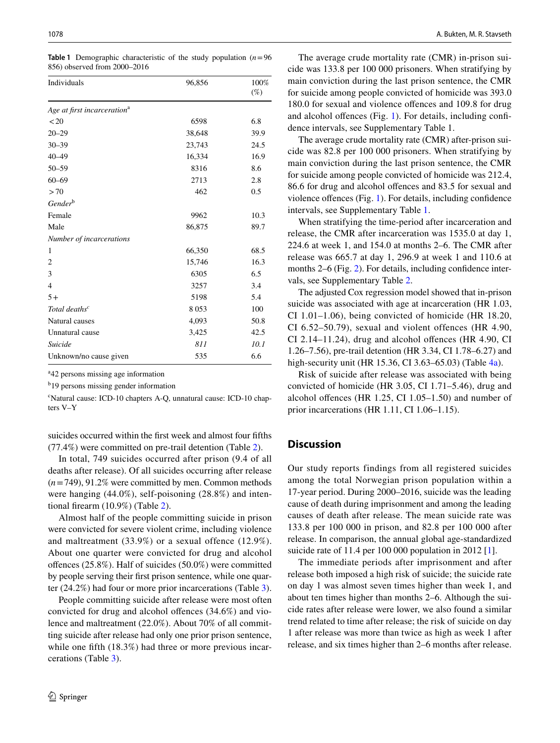**Table 1** Demographic characteristic of the study population ($n$=96 856) observed from 2000–2016

| Individuals | 96,856 | 100% (%) |
|---|---|---|
| *Age at first incarceration*[a] | | |
| <20 | 6598 | 6.8 |
| 20–29 | 38,648 | 39.9 |
| 30–39 | 23,743 | 24.5 |
| 40–49 | 16,334 | 16.9 |
| 50–59 | 8316 | 8.6 |
| 60–69 | 2713 | 2.8 |
| >70 | 462 | 0.5 |
| *Gender*[b] | | |
| Female | 9962 | 10.3 |
| Male | 86,875 | 89.7 |
| *Number of incarcerations* | | |
| 1 | 66,350 | 68.5 |
| 2 | 15,746 | 16.3 |
| 3 | 6305 | 6.5 |
| 4 | 3257 | 3.4 |
| 5+ | 5198 | 5.4 |
| *Total deaths*[c] | 8 053 | 100 |
| Natural causes | 4,093 | 50.8 |
| Unnatural cause | 3,425 | 42.5 |
| *Suicide* | *811* | *10.1* |
| Unknown/no cause given | 535 | 6.6 |

[a]42 persons missing age information

[b]19 persons missing gender information

[c]Natural cause: ICD-10 chapters A-Q, unnatural cause: ICD-10 chapters V–Y

suicides occurred within the first week and almost four fifths (77.4%) were committed on pre-trail detention (Table 2).

In total, 749 suicides occurred after prison (9.4 of all deaths after release). Of all suicides occurring after release ($n$=749), 91.2% were committed by men. Common methods were hanging (44.0%), self-poisoning (28.8%) and intentional firearm (10.9%) (Table 2).

Almost half of the people committing suicide in prison were convicted for severe violent crime, including violence and maltreatment (33.9%) or a sexual offence (12.9%). About one quarter were convicted for drug and alcohol offences (25.8%). Half of suicides (50.0%) were committed by people serving their first prison sentence, while one quarter (24.2%) had four or more prior incarcerations (Table 3).

People committing suicide after release were most often convicted for drug and alcohol offences (34.6%) and violence and maltreatment (22.0%). About 70% of all committing suicide after release had only one prior prison sentence, while one fifth (18.3%) had three or more previous incarcerations (Table 3).

The average crude mortality rate (CMR) in-prison suicide was 133.8 per 100 000 prisoners. When stratifying by main conviction during the last prison sentence, the CMR for suicide among people convicted of homicide was 393.0 180.0 for sexual and violence offences and 109.8 for drug and alcohol offences (Fig. 1). For details, including confidence intervals, see Supplementary Table 1.

The average crude mortality rate (CMR) after-prison suicide was 82.8 per 100 000 prisoners. When stratifying by main conviction during the last prison sentence, the CMR for suicide among people convicted of homicide was 212.4, 86.6 for drug and alcohol offences and 83.5 for sexual and violence offences (Fig. 1). For details, including confidence intervals, see Supplementary Table 1.

When stratifying the time-period after incarceration and release, the CMR after incarceration was 1535.0 at day 1, 224.6 at week 1, and 154.0 at months 2–6. The CMR after release was 665.7 at day 1, 296.9 at week 1 and 110.6 at months 2–6 (Fig. 2). For details, including confidence intervals, see Supplementary Table 2.

The adjusted Cox regression model showed that in-prison suicide was associated with age at incarceration (HR 1.03, CI 1.01–1.06), being convicted of homicide (HR 18.20, CI 6.52–50.79), sexual and violent offences (HR 4.90, CI 2.14–11.24), drug and alcohol offences (HR 4.90, CI 1.26–7.56), pre-trail detention (HR 3.34, CI 1.78–6.27) and high-security unit (HR 15.36, CI 3.63–65.03) (Table 4a).

Risk of suicide after release was associated with being convicted of homicide (HR 3.05, CI 1.71–5.46), drug and alcohol offences (HR 1.25, CI 1.05–1.50) and number of prior incarcerations (HR 1.11, CI 1.06–1.15).

## Discussion

Our study reports findings from all registered suicides among the total Norwegian prison population within a 17-year period. During 2000–2016, suicide was the leading cause of death during imprisonment and among the leading causes of death after release. The mean suicide rate was 133.8 per 100 000 in prison, and 82.8 per 100 000 after release. In comparison, the annual global age-standardized suicide rate of 11.4 per 100 000 population in 2012 [1].

The immediate periods after imprisonment and after release both imposed a high risk of suicide; the suicide rate on day 1 was almost seven times higher than week 1, and about ten times higher than months 2–6. Although the suicide rates after release were lower, we also found a similar trend related to time after release; the risk of suicide on day 1 after release was more than twice as high as week 1 after release, and six times higher than 2–6 months after release.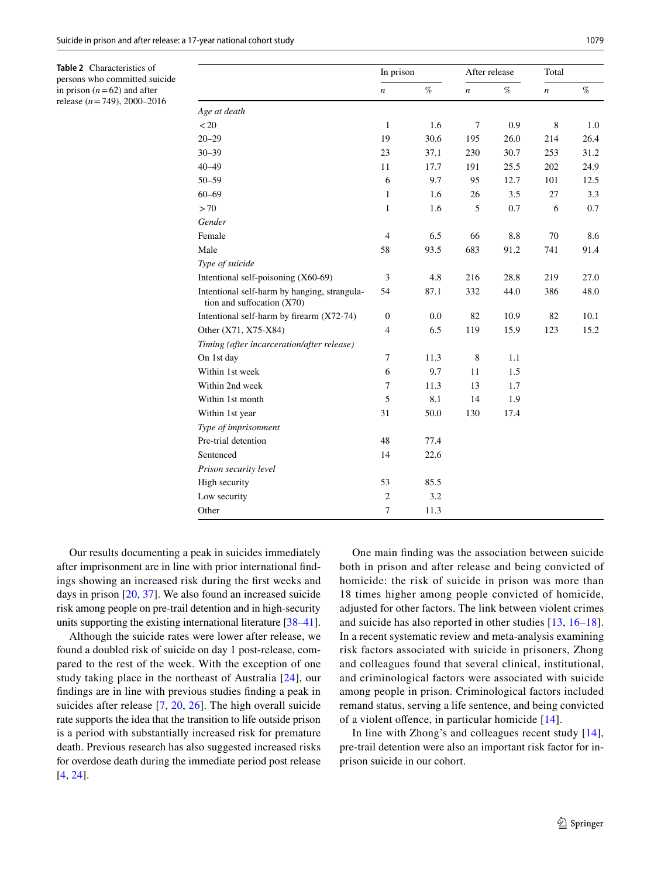**Table 2** Characteristics of persons who committed suicide in prison ($n = 62$) and after release ($n = 749$), 2000–2016

| | In prison | | After release | | Total | |
|---|---|---|---|---|---|---|
| | *n* | % | *n* | % | *n* | % |
| *Age at death* | | | | | | |
| < 20 | 1 | 1.6 | 7 | 0.9 | 8 | 1.0 |
| 20–29 | 19 | 30.6 | 195 | 26.0 | 214 | 26.4 |
| 30–39 | 23 | 37.1 | 230 | 30.7 | 253 | 31.2 |
| 40–49 | 11 | 17.7 | 191 | 25.5 | 202 | 24.9 |
| 50–59 | 6 | 9.7 | 95 | 12.7 | 101 | 12.5 |
| 60–69 | 1 | 1.6 | 26 | 3.5 | 27 | 3.3 |
| > 70 | 1 | 1.6 | 5 | 0.7 | 6 | 0.7 |
| *Gender* | | | | | | |
| Female | 4 | 6.5 | 66 | 8.8 | 70 | 8.6 |
| Male | 58 | 93.5 | 683 | 91.2 | 741 | 91.4 |
| *Type of suicide* | | | | | | |
| Intentional self-poisoning (X60-69) | 3 | 4.8 | 216 | 28.8 | 219 | 27.0 |
| Intentional self-harm by hanging, strangulation and suffocation (X70) | 54 | 87.1 | 332 | 44.0 | 386 | 48.0 |
| Intentional self-harm by firearm (X72-74) | 0 | 0.0 | 82 | 10.9 | 82 | 10.1 |
| Other (X71, X75-X84) | 4 | 6.5 | 119 | 15.9 | 123 | 15.2 |
| *Timing (after incarceration/after release)* | | | | | | |
| On 1st day | 7 | 11.3 | 8 | 1.1 | | |
| Within 1st week | 6 | 9.7 | 11 | 1.5 | | |
| Within 2nd week | 7 | 11.3 | 13 | 1.7 | | |
| Within 1st month | 5 | 8.1 | 14 | 1.9 | | |
| Within 1st year | 31 | 50.0 | 130 | 17.4 | | |
| *Type of imprisonment* | | | | | | |
| Pre-trial detention | 48 | 77.4 | | | | |
| Sentenced | 14 | 22.6 | | | | |
| *Prison security level* | | | | | | |
| High security | 53 | 85.5 | | | | |
| Low security | 2 | 3.2 | | | | |
| Other | 7 | 11.3 | | | | |

Our results documenting a peak in suicides immediately after imprisonment are in line with prior international findings showing an increased risk during the first weeks and days in prison [20, 37]. We also found an increased suicide risk among people on pre-trail detention and in high-security units supporting the existing international literature [38–41].

Although the suicide rates were lower after release, we found a doubled risk of suicide on day 1 post-release, compared to the rest of the week. With the exception of one study taking place in the northeast of Australia [24], our findings are in line with previous studies finding a peak in suicides after release [7, 20, 26]. The high overall suicide rate supports the idea that the transition to life outside prison is a period with substantially increased risk for premature death. Previous research has also suggested increased risks for overdose death during the immediate period post release [4, 24].

One main finding was the association between suicide both in prison and after release and being convicted of homicide: the risk of suicide in prison was more than 18 times higher among people convicted of homicide, adjusted for other factors. The link between violent crimes and suicide has also reported in other studies [13, 16–18]. In a recent systematic review and meta-analysis examining risk factors associated with suicide in prisoners, Zhong and colleagues found that several clinical, institutional, and criminological factors were associated with suicide among people in prison. Criminological factors included remand status, serving a life sentence, and being convicted of a violent offence, in particular homicide [14].

In line with Zhong's and colleagues recent study [14], pre-trail detention were also an important risk factor for in-prison suicide in our cohort.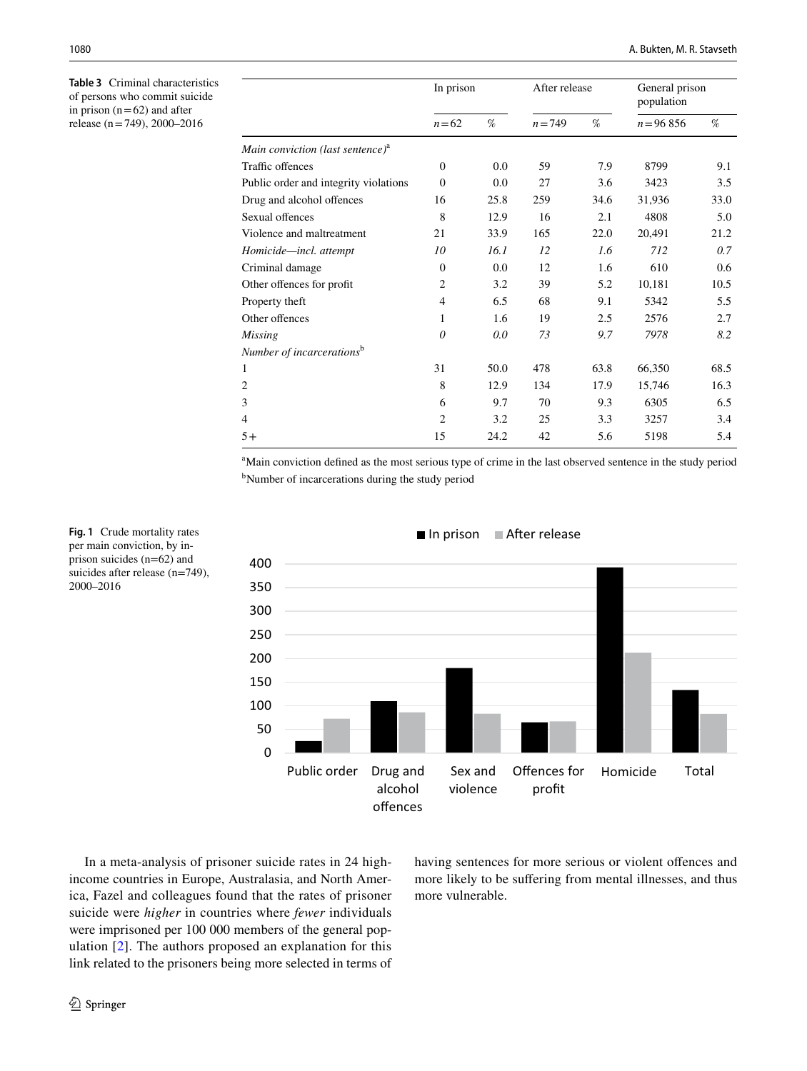**Table 3** Criminal characteristics of persons who commit suicide in prison (n = 62) and after release (n = 749), 2000–2016

| | In prison | | After release | | General prison population | |
|---|---|---|---|---|---|---|
| | n = 62 | % | n = 749 | % | n = 96 856 | % |
| *Main conviction (last sentence)*[a] | | | | | | |
| Traffic offences | 0 | 0.0 | 59 | 7.9 | 8799 | 9.1 |
| Public order and integrity violations | 0 | 0.0 | 27 | 3.6 | 3423 | 3.5 |
| Drug and alcohol offences | 16 | 25.8 | 259 | 34.6 | 31,936 | 33.0 |
| Sexual offences | 8 | 12.9 | 16 | 2.1 | 4808 | 5.0 |
| Violence and maltreatment | 21 | 33.9 | 165 | 22.0 | 20,491 | 21.2 |
| *Homicide—incl. attempt* | *10* | *16.1* | *12* | *1.6* | *712* | *0.7* |
| Criminal damage | 0 | 0.0 | 12 | 1.6 | 610 | 0.6 |
| Other offences for profit | 2 | 3.2 | 39 | 5.2 | 10,181 | 10.5 |
| Property theft | 4 | 6.5 | 68 | 9.1 | 5342 | 5.5 |
| Other offences | 1 | 1.6 | 19 | 2.5 | 2576 | 2.7 |
| *Missing* | *0* | *0.0* | *73* | *9.7* | *7978* | *8.2* |
| *Number of incarcerations*[b] | | | | | | |
| 1 | 31 | 50.0 | 478 | 63.8 | 66,350 | 68.5 |
| 2 | 8 | 12.9 | 134 | 17.9 | 15,746 | 16.3 |
| 3 | 6 | 9.7 | 70 | 9.3 | 6305 | 6.5 |
| 4 | 2 | 3.2 | 25 | 3.3 | 3257 | 3.4 |
| 5+ | 15 | 24.2 | 42 | 5.6 | 5198 | 5.4 |

[a]Main conviction defined as the most serious type of crime in the last observed sentence in the study period

[b]Number of incarcerations during the study period

**Fig. 1** Crude mortality rates per main conviction, by in-prison suicides (n=62) and suicides after release (n=749), 2000–2016

In a meta-analysis of prisoner suicide rates in 24 high-income countries in Europe, Australasia, and North America, Fazel and colleagues found that the rates of prisoner suicide were *higher* in countries where *fewer* individuals were imprisoned per 100 000 members of the general population [2]. The authors proposed an explanation for this link related to the prisoners being more selected in terms of having sentences for more serious or violent offences and more likely to be suffering from mental illnesses, and thus more vulnerable.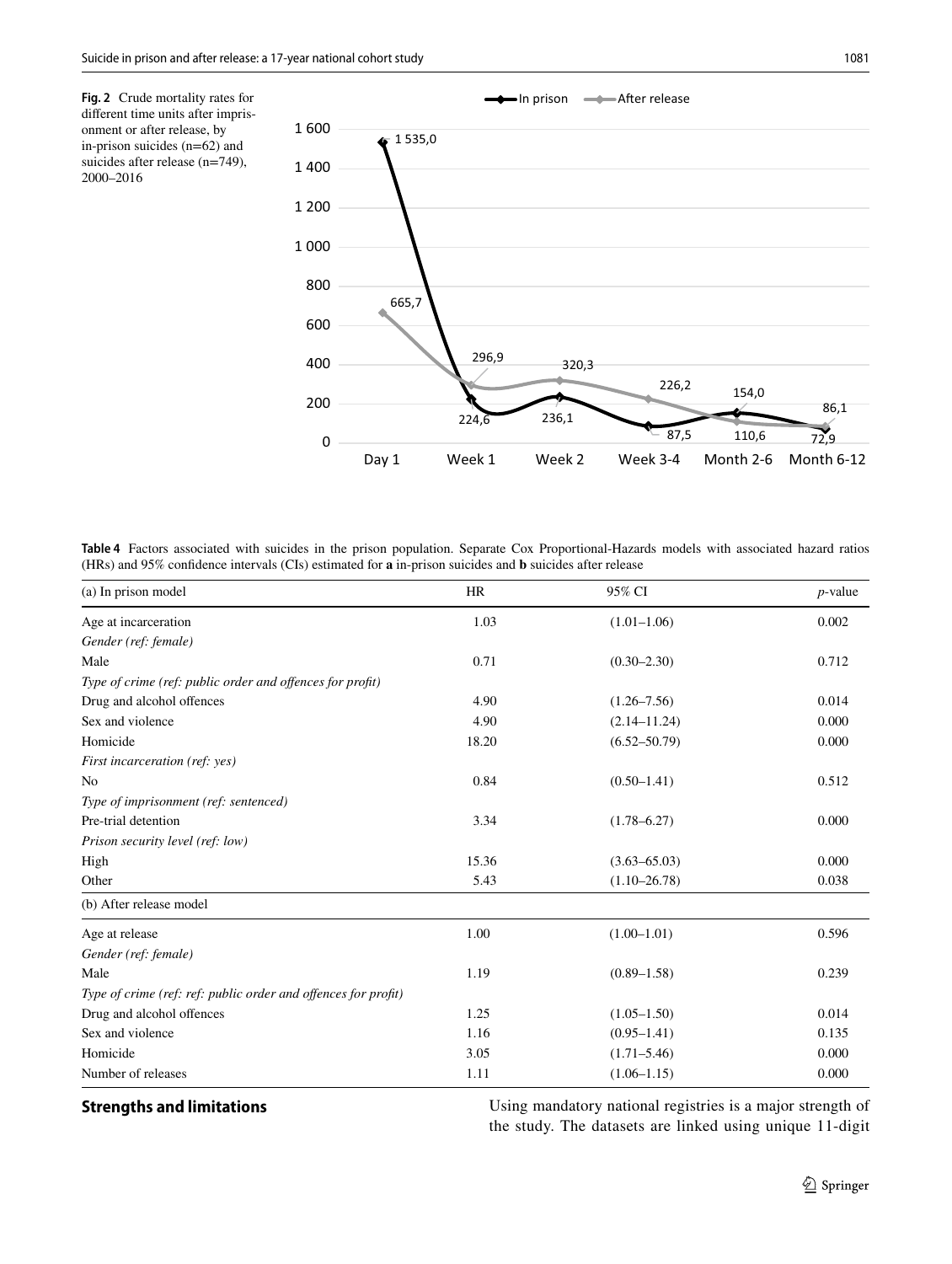**Fig. 2** Crude mortality rates for different time units after imprisonment or after release, by in-prison suicides (n=62) and suicides after release (n=749), 2000–2016

**Table 4** Factors associated with suicides in the prison population. Separate Cox Proportional-Hazards models with associated hazard ratios (HRs) and 95% confidence intervals (CIs) estimated for **a** in-prison suicides and **b** suicides after release

| (a) In prison model | HR | 95% CI | *p*-value |
|---|---|---|---|
| Age at incarceration | 1.03 | (1.01–1.06) | 0.002 |
| *Gender (ref: female)* | | | |
| Male | 0.71 | (0.30–2.30) | 0.712 |
| *Type of crime (ref: public order and offences for profit)* | | | |
| Drug and alcohol offences | 4.90 | (1.26–7.56) | 0.014 |
| Sex and violence | 4.90 | (2.14–11.24) | 0.000 |
| Homicide | 18.20 | (6.52–50.79) | 0.000 |
| *First incarceration (ref: yes)* | | | |
| No | 0.84 | (0.50–1.41) | 0.512 |
| *Type of imprisonment (ref: sentenced)* | | | |
| Pre-trial detention | 3.34 | (1.78–6.27) | 0.000 |
| *Prison security level (ref: low)* | | | |
| High | 15.36 | (3.63–65.03) | 0.000 |
| Other | 5.43 | (1.10–26.78) | 0.038 |
| **(b) After release model** | | | |
| Age at release | 1.00 | (1.00–1.01) | 0.596 |
| *Gender (ref: female)* | | | |
| Male | 1.19 | (0.89–1.58) | 0.239 |
| *Type of crime (ref: ref: public order and offences for profit)* | | | |
| Drug and alcohol offences | 1.25 | (1.05–1.50) | 0.014 |
| Sex and violence | 1.16 | (0.95–1.41) | 0.135 |
| Homicide | 3.05 | (1.71–5.46) | 0.000 |
| Number of releases | 1.11 | (1.06–1.15) | 0.000 |

## Strengths and limitations

Using mandatory national registries is a major strength of the study. The datasets are linked using unique 11-digit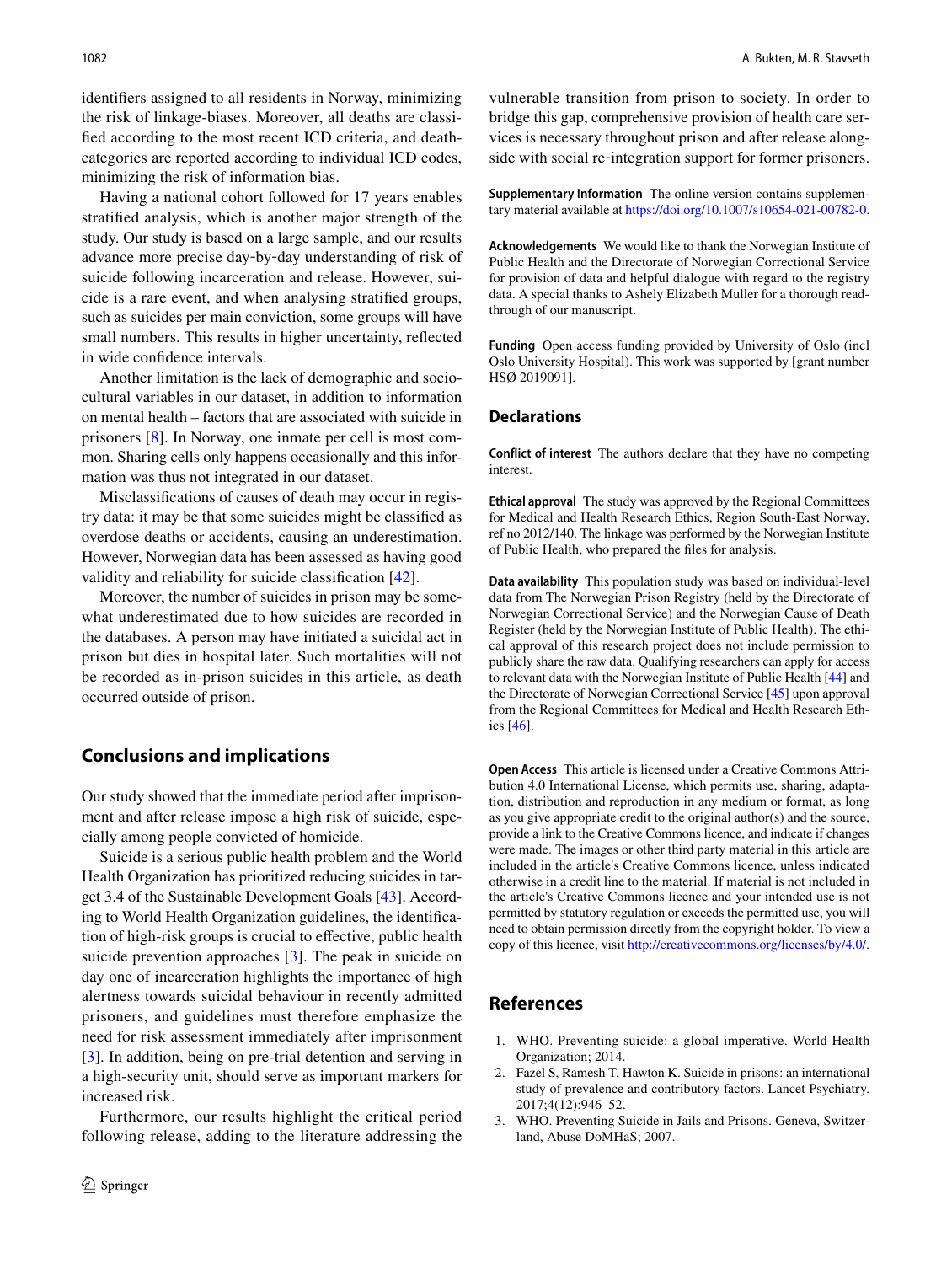identifiers assigned to all residents in Norway, minimizing the risk of linkage-biases. Moreover, all deaths are classified according to the most recent ICD criteria, and death-categories are reported according to individual ICD codes, minimizing the risk of information bias.

Having a national cohort followed for 17 years enables stratified analysis, which is another major strength of the study. Our study is based on a large sample, and our results advance more precise day-by-day understanding of risk of suicide following incarceration and release. However, suicide is a rare event, and when analysing stratified groups, such as suicides per main conviction, some groups will have small numbers. This results in higher uncertainty, reflected in wide confidence intervals.

Another limitation is the lack of demographic and socio-cultural variables in our dataset, in addition to information on mental health – factors that are associated with suicide in prisoners [8]. In Norway, one inmate per cell is most common. Sharing cells only happens occasionally and this information was thus not integrated in our dataset.

Misclassifications of causes of death may occur in registry data: it may be that some suicides might be classified as overdose deaths or accidents, causing an underestimation. However, Norwegian data has been assessed as having good validity and reliability for suicide classification [42].

Moreover, the number of suicides in prison may be somewhat underestimated due to how suicides are recorded in the databases. A person may have initiated a suicidal act in prison but dies in hospital later. Such mortalities will not be recorded as in-prison suicides in this article, as death occurred outside of prison.

## Conclusions and implications

Our study showed that the immediate period after imprisonment and after release impose a high risk of suicide, especially among people convicted of homicide.

Suicide is a serious public health problem and the World Health Organization has prioritized reducing suicides in target 3.4 of the Sustainable Development Goals [43]. According to World Health Organization guidelines, the identification of high-risk groups is crucial to effective, public health suicide prevention approaches [3]. The peak in suicide on day one of incarceration highlights the importance of high alertness towards suicidal behaviour in recently admitted prisoners, and guidelines must therefore emphasize the need for risk assessment immediately after imprisonment [3]. In addition, being on pre-trial detention and serving in a high-security unit, should serve as important markers for increased risk.

Furthermore, our results highlight the critical period following release, adding to the literature addressing the vulnerable transition from prison to society. In order to bridge this gap, comprehensive provision of health care services is necessary throughout prison and after release alongside with social re-integration support for former prisoners.

**Supplementary Information** The online version contains supplementary material available at https://doi.org/10.1007/s10654-021-00782-0.

**Acknowledgements** We would like to thank the Norwegian Institute of Public Health and the Directorate of Norwegian Correctional Service for provision of data and helpful dialogue with regard to the registry data. A special thanks to Ashely Elizabeth Muller for a thorough read-through of our manuscript.

**Funding** Open access funding provided by University of Oslo (incl Oslo University Hospital). This work was supported by [grant number HSØ 2019091].

## Declarations

**Conflict of interest** The authors declare that they have no competing interest.

**Ethical approval** The study was approved by the Regional Committees for Medical and Health Research Ethics, Region South-East Norway, ref no 2012/140. The linkage was performed by the Norwegian Institute of Public Health, who prepared the files for analysis.

**Data availability** This population study was based on individual-level data from The Norwegian Prison Registry (held by the Directorate of Norwegian Correctional Service) and the Norwegian Cause of Death Register (held by the Norwegian Institute of Public Health). The ethical approval of this research project does not include permission to publicly share the raw data. Qualifying researchers can apply for access to relevant data with the Norwegian Institute of Public Health [44] and the Directorate of Norwegian Correctional Service [45] upon approval from the Regional Committees for Medical and Health Research Ethics [46].

**Open Access** This article is licensed under a Creative Commons Attribution 4.0 International License, which permits use, sharing, adaptation, distribution and reproduction in any medium or format, as long as you give appropriate credit to the original author(s) and the source, provide a link to the Creative Commons licence, and indicate if changes were made. The images or other third party material in this article are included in the article's Creative Commons licence, unless indicated otherwise in a credit line to the material. If material is not included in the article's Creative Commons licence and your intended use is not permitted by statutory regulation or exceeds the permitted use, you will need to obtain permission directly from the copyright holder. To view a copy of this licence, visit http://creativecommons.org/licenses/by/4.0/.

## References

1. WHO. Preventing suicide: a global imperative. World Health Organization; 2014.
2. Fazel S, Ramesh T, Hawton K. Suicide in prisons: an international study of prevalence and contributory factors. Lancet Psychiatry. 2017;4(12):946–52.
3. WHO. Preventing Suicide in Jails and Prisons. Geneva, Switzerland, Abuse DoMHaS; 2007.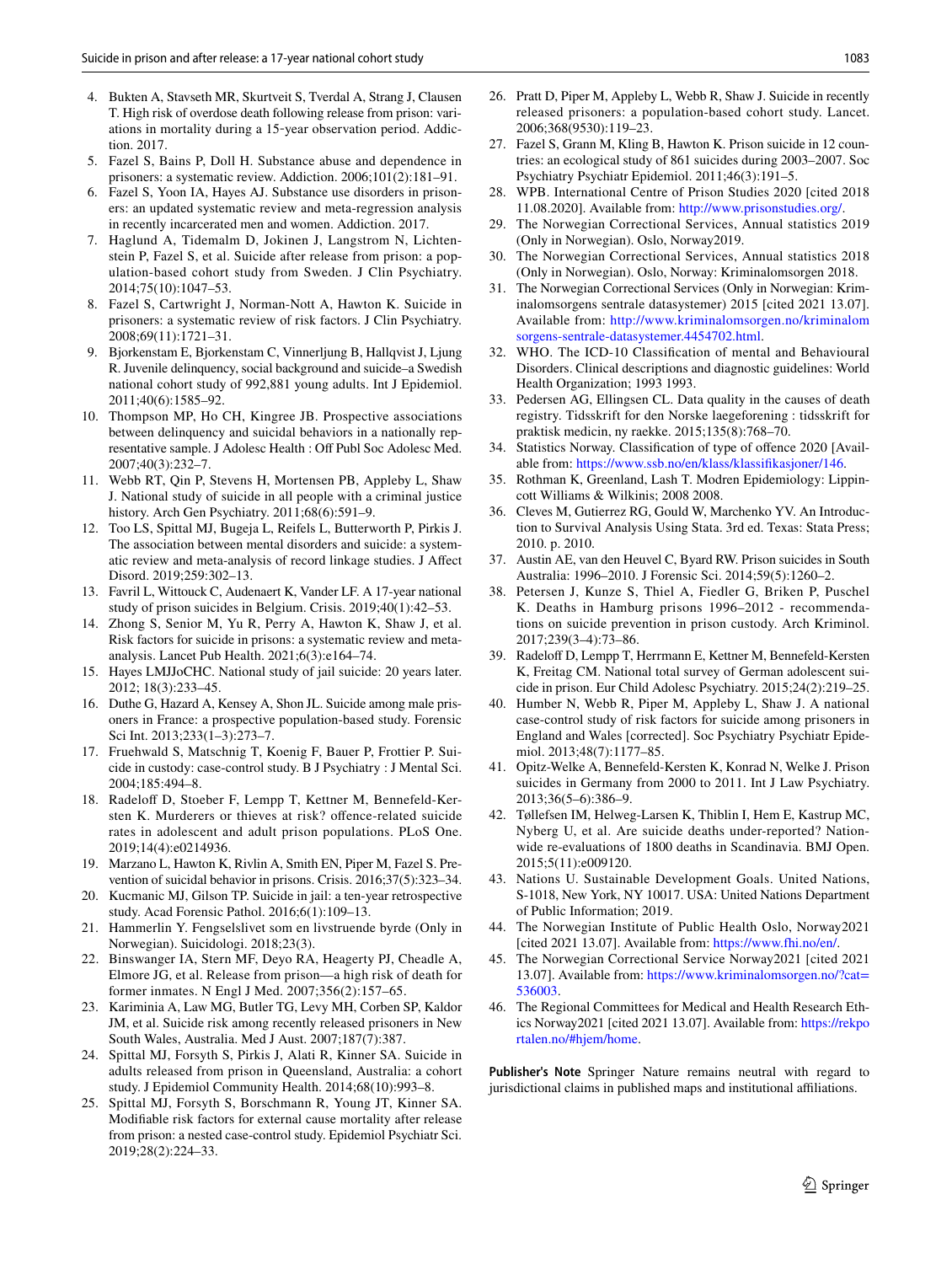4. Bukten A, Stavseth MR, Skurtveit S, Tverdal A, Strang J, Clausen T. High risk of overdose death following release from prison: variations in mortality during a 15-year observation period. Addiction. 2017.
5. Fazel S, Bains P, Doll H. Substance abuse and dependence in prisoners: a systematic review. Addiction. 2006;101(2):181–91.
6. Fazel S, Yoon IA, Hayes AJ. Substance use disorders in prisoners: an updated systematic review and meta-regression analysis in recently incarcerated men and women. Addiction. 2017.
7. Haglund A, Tidemalm D, Jokinen J, Langstrom N, Lichtenstein P, Fazel S, et al. Suicide after release from prison: a population-based cohort study from Sweden. J Clin Psychiatry. 2014;75(10):1047–53.
8. Fazel S, Cartwright J, Norman-Nott A, Hawton K. Suicide in prisoners: a systematic review of risk factors. J Clin Psychiatry. 2008;69(11):1721–31.
9. Bjorkenstam E, Bjorkenstam C, Vinnerljung B, Hallqvist J, Ljung R. Juvenile delinquency, social background and suicide–a Swedish national cohort study of 992,881 young adults. Int J Epidemiol. 2011;40(6):1585–92.
10. Thompson MP, Ho CH, Kingree JB. Prospective associations between delinquency and suicidal behaviors in a nationally representative sample. J Adolesc Health : Off Publ Soc Adolesc Med. 2007;40(3):232–7.
11. Webb RT, Qin P, Stevens H, Mortensen PB, Appleby L, Shaw J. National study of suicide in all people with a criminal justice history. Arch Gen Psychiatry. 2011;68(6):591–9.
12. Too LS, Spittal MJ, Bugeja L, Reifels L, Butterworth P, Pirkis J. The association between mental disorders and suicide: a systematic review and meta-analysis of record linkage studies. J Affect Disord. 2019;259:302–13.
13. Favril L, Wittouck C, Audenaert K, Vander LF. A 17-year national study of prison suicides in Belgium. Crisis. 2019;40(1):42–53.
14. Zhong S, Senior M, Yu R, Perry A, Hawton K, Shaw J, et al. Risk factors for suicide in prisons: a systematic review and meta-analysis. Lancet Pub Health. 2021;6(3):e164–74.
15. Hayes LMJJoCHC. National study of jail suicide: 20 years later. 2012; 18(3):233–45.
16. Duthe G, Hazard A, Kensey A, Shon JL. Suicide among male prisoners in France: a prospective population-based study. Forensic Sci Int. 2013;233(1–3):273–7.
17. Fruehwald S, Matschnig T, Koenig F, Bauer P, Frottier P. Suicide in custody: case-control study. B J Psychiatry : J Mental Sci. 2004;185:494–8.
18. Radeloff D, Stoeber F, Lempp T, Kettner M, Bennefeld-Kersten K. Murderers or thieves at risk? offence-related suicide rates in adolescent and adult prison populations. PLoS One. 2019;14(4):e0214936.
19. Marzano L, Hawton K, Rivlin A, Smith EN, Piper M, Fazel S. Prevention of suicidal behavior in prisons. Crisis. 2016;37(5):323–34.
20. Kucmanic MJ, Gilson TP. Suicide in jail: a ten-year retrospective study. Acad Forensic Pathol. 2016;6(1):109–13.
21. Hammerlin Y. Fengselslivet som en livstruende byrde (Only in Norwegian). Suicidologi. 2018;23(3).
22. Binswanger IA, Stern MF, Deyo RA, Heagerty PJ, Cheadle A, Elmore JG, et al. Release from prison—a high risk of death for former inmates. N Engl J Med. 2007;356(2):157–65.
23. Kariminia A, Law MG, Butler TG, Levy MH, Corben SP, Kaldor JM, et al. Suicide risk among recently released prisoners in New South Wales, Australia. Med J Aust. 2007;187(7):387.
24. Spittal MJ, Forsyth S, Pirkis J, Alati R, Kinner SA. Suicide in adults released from prison in Queensland, Australia: a cohort study. J Epidemiol Community Health. 2014;68(10):993–8.
25. Spittal MJ, Forsyth S, Borschmann R, Young JT, Kinner SA. Modifiable risk factors for external cause mortality after release from prison: a nested case-control study. Epidemiol Psychiatr Sci. 2019;28(2):224–33.
26. Pratt D, Piper M, Appleby L, Webb R, Shaw J. Suicide in recently released prisoners: a population-based cohort study. Lancet. 2006;368(9530):119–23.
27. Fazel S, Grann M, Kling B, Hawton K. Prison suicide in 12 countries: an ecological study of 861 suicides during 2003–2007. Soc Psychiatry Psychiatr Epidemiol. 2011;46(3):191–5.
28. WPB. International Centre of Prison Studies 2020 [cited 2018 11.08.2020]. Available from: http://www.prisonstudies.org/.
29. The Norwegian Correctional Services, Annual statistics 2019 (Only in Norwegian). Oslo, Norway2019.
30. The Norwegian Correctional Services, Annual statistics 2018 (Only in Norwegian). Oslo, Norway: Kriminalomsorgen 2018.
31. The Norwegian Correctional Services (Only in Norwegian: Kriminalomsorgens sentrale datasystemer) 2015 [cited 2021 13.07]. Available from: http://www.kriminalomsorgen.no/kriminalomsorgens-sentrale-datasystemer.4454702.html.
32. WHO. The ICD-10 Classification of mental and Behavioural Disorders. Clinical descriptions and diagnostic guidelines: World Health Organization; 1993 1993.
33. Pedersen AG, Ellingsen CL. Data quality in the causes of death registry. Tidsskrift for den Norske laegeforening : tidsskrift for praktisk medicin, ny raekke. 2015;135(8):768–70.
34. Statistics Norway. Classification of type of offence 2020 [Available from: https://www.ssb.no/en/klass/klassifikasjoner/146.
35. Rothman K, Greenland, Lash T. Modren Epidemiology: Lippincott Williams & Wilkinis; 2008 2008.
36. Cleves M, Gutierrez RG, Gould W, Marchenko YV. An Introduction to Survival Analysis Using Stata. 3rd ed. Texas: Stata Press; 2010. p. 2010.
37. Austin AE, van den Heuvel C, Byard RW. Prison suicides in South Australia: 1996–2010. J Forensic Sci. 2014;59(5):1260–2.
38. Petersen J, Kunze S, Thiel A, Fiedler G, Briken P, Puschel K. Deaths in Hamburg prisons 1996–2012 - recommendations on suicide prevention in prison custody. Arch Kriminol. 2017;239(3–4):73–86.
39. Radeloff D, Lempp T, Herrmann E, Kettner M, Bennefeld-Kersten K, Freitag CM. National total survey of German adolescent suicide in prison. Eur Child Adolesc Psychiatry. 2015;24(2):219–25.
40. Humber N, Webb R, Piper M, Appleby L, Shaw J. A national case-control study of risk factors for suicide among prisoners in England and Wales [corrected]. Soc Psychiatry Psychiatr Epidemiol. 2013;48(7):1177–85.
41. Opitz-Welke A, Bennefeld-Kersten K, Konrad N, Welke J. Prison suicides in Germany from 2000 to 2011. Int J Law Psychiatry. 2013;36(5–6):386–9.
42. Tøllefsen IM, Helweg-Larsen K, Thiblin I, Hem E, Kastrup MC, Nyberg U, et al. Are suicide deaths under-reported? Nationwide re-evaluations of 1800 deaths in Scandinavia. BMJ Open. 2015;5(11):e009120.
43. Nations U. Sustainable Development Goals. United Nations, S-1018, New York, NY 10017. USA: United Nations Department of Public Information; 2019.
44. The Norwegian Institute of Public Health Oslo, Norway2021 [cited 2021 13.07]. Available from: https://www.fhi.no/en/.
45. The Norwegian Correctional Service Norway2021 [cited 2021 13.07]. Available from: https://www.kriminalomsorgen.no/?cat=536003.
46. The Regional Committees for Medical and Health Research Ethics Norway2021 [cited 2021 13.07]. Available from: https://rekportalen.no/#hjem/home.

**Publisher's Note** Springer Nature remains neutral with regard to jurisdictional claims in published maps and institutional affiliations.